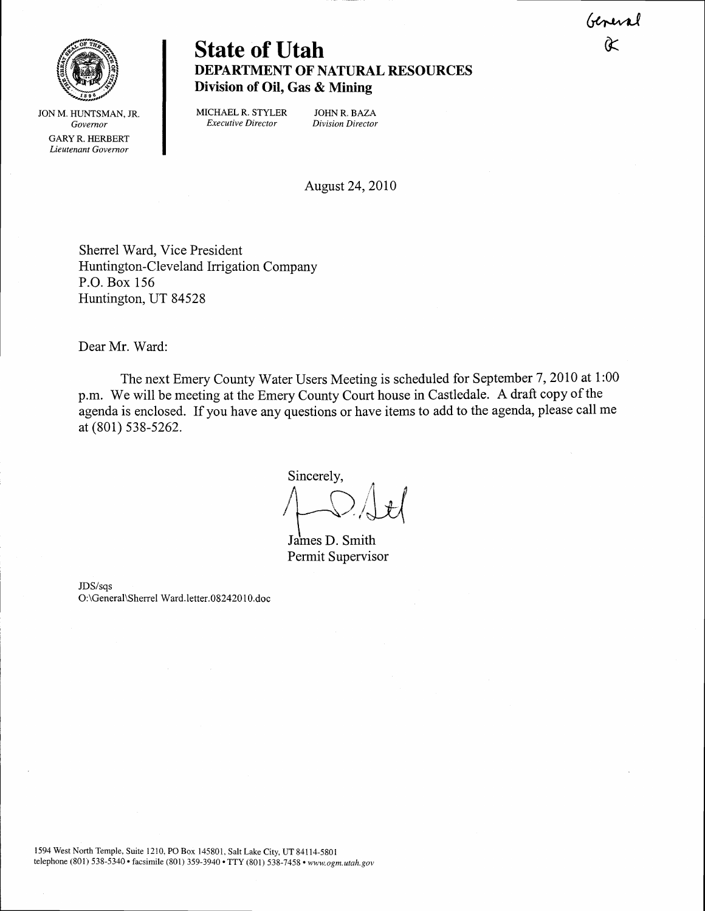General
&

JON M. HUNTSMAN, JR.
*Governor*

GARY R. HERBERT
*Lieutenant Governor*

# State of Utah

## DEPARTMENT OF NATURAL RESOURCES

### Division of Oil, Gas & Mining

MICHAEL R. STYLER
*Executive Director*

JOHN R. BAZA
*Division Director*

August 24, 2010

Sherrel Ward, Vice President
Huntington-Cleveland Irrigation Company
P.O. Box 156
Huntington, UT 84528

Dear Mr. Ward:

The next Emery County Water Users Meeting is scheduled for September 7, 2010 at 1:00 p.m. We will be meeting at the Emery County Court house in Castledale. A draft copy of the agenda is enclosed. If you have any questions or have items to add to the agenda, please call me at (801) 538-5262.

Sincerely,

James D. Smith
Permit Supervisor

JDS/sqs
O:\General\Sherrel Ward.letter.08242010.doc

1594 West North Temple, Suite 1210, PO Box 145801, Salt Lake City, UT 84114-5801
telephone (801) 538-5340 • facsimile (801) 359-3940 • TTY (801) 538-7458 • *www.ogm.utah.gov*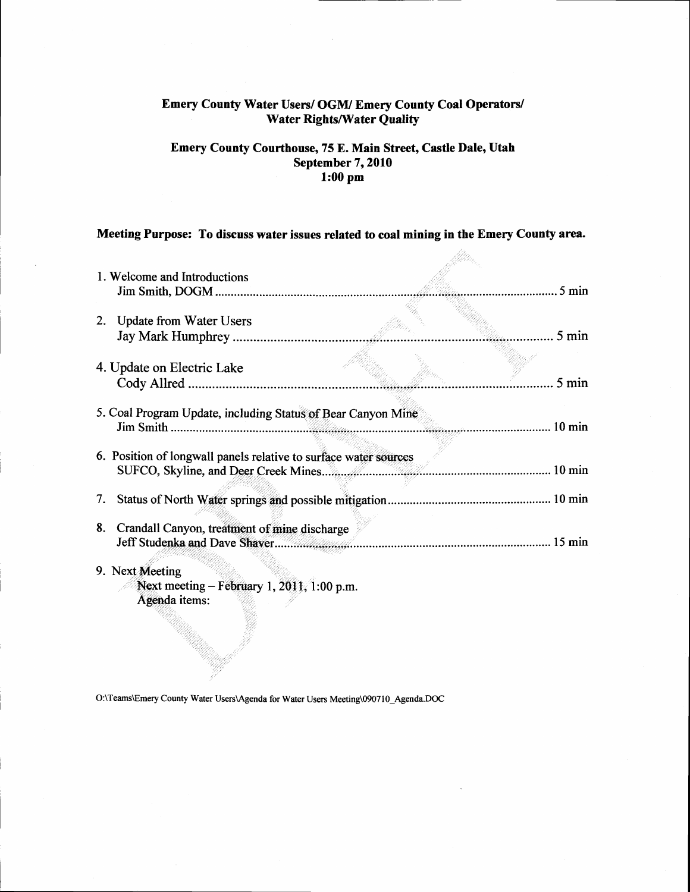**Emery County Water Users/ OGM/ Emery County Coal Operators/ Water Rights/Water Quality**

**Emery County Courthouse, 75 E. Main Street, Castle Dale, Utah**
**September 7, 2010**
**1:00 pm**

**Meeting Purpose: To discuss water issues related to coal mining in the Emery County area.**

1. Welcome and Introductions
   Jim Smith, DOGM ........................................................................................................ 5 min

2. Update from Water Users
   Jay Mark Humphrey ..................................................................................................... 5 min

4. Update on Electric Lake
   Cody Allred .................................................................................................................. 5 min

5. Coal Program Update, including Status of Bear Canyon Mine
   Jim Smith ...................................................................................................................... 10 min

6. Position of longwall panels relative to surface water sources
   SUFCO, Skyline, and Deer Creek Mines....................................................................... 10 min

7. Status of North Water springs and possible mitigation.................................................. 10 min

8. Crandall Canyon, treatment of mine discharge
   Jeff Studenka and Dave Shaver...................................................................................... 15 min

9. Next Meeting
   Next meeting – February 1, 2011, 1:00 p.m.
   Agenda items:

O:\Teams\Emery County Water Users\Agenda for Water Users Meeting\090710_Agenda.DOC